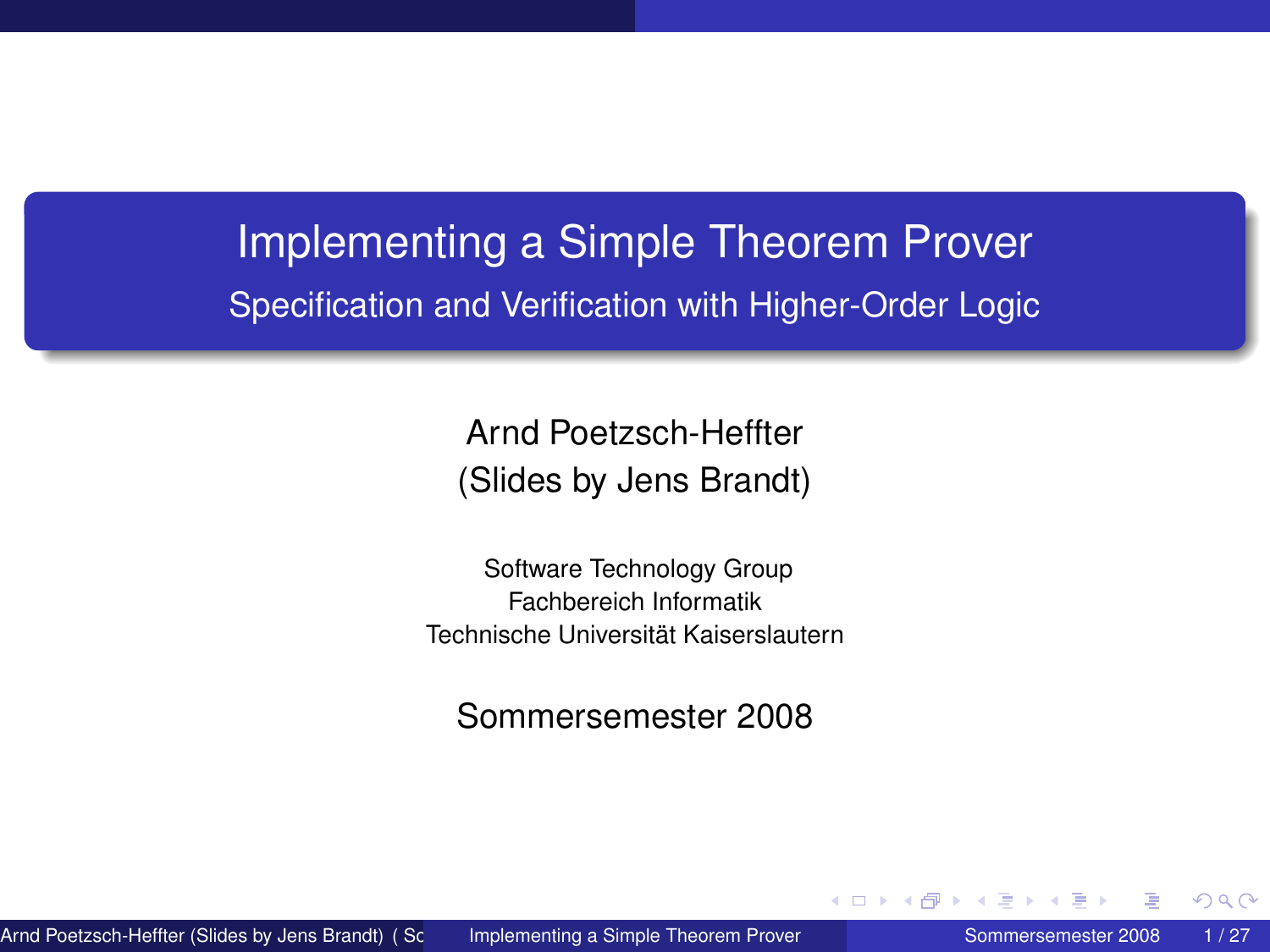# Implementing a Simple Theorem Prover

## Specification and Verification with Higher-Order Logic

Arnd Poetzsch-Heffter
(Slides by Jens Brandt)

Software Technology Group
Fachbereich Informatik
Technische Universität Kaiserslautern

Sommersemester 2008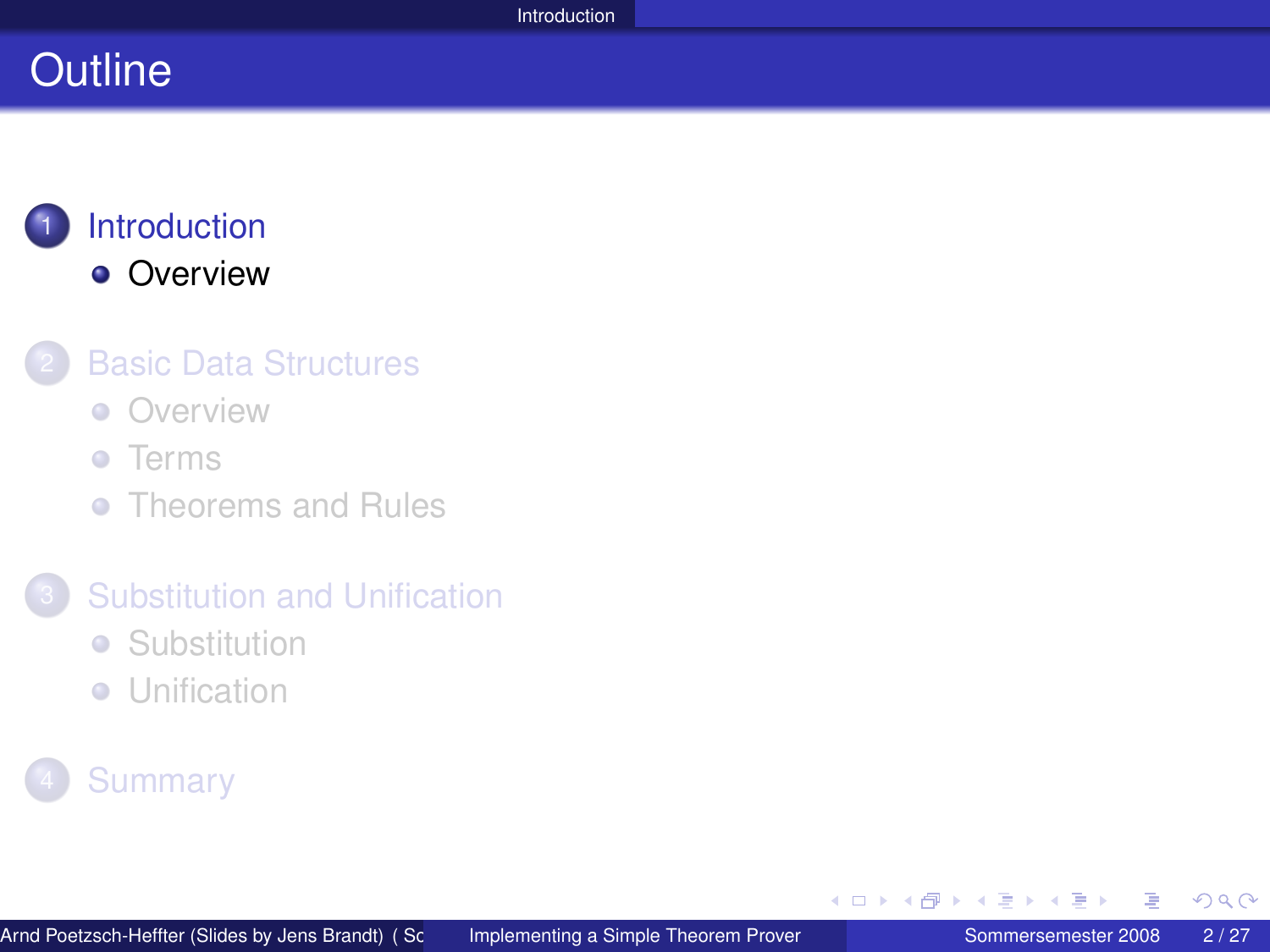# Outline

1. Introduction
   - Overview
2. Basic Data Structures
   - Overview
   - Terms
   - Theorems and Rules
3. Substitution and Unification
   - Substitution
   - Unification
4. Summary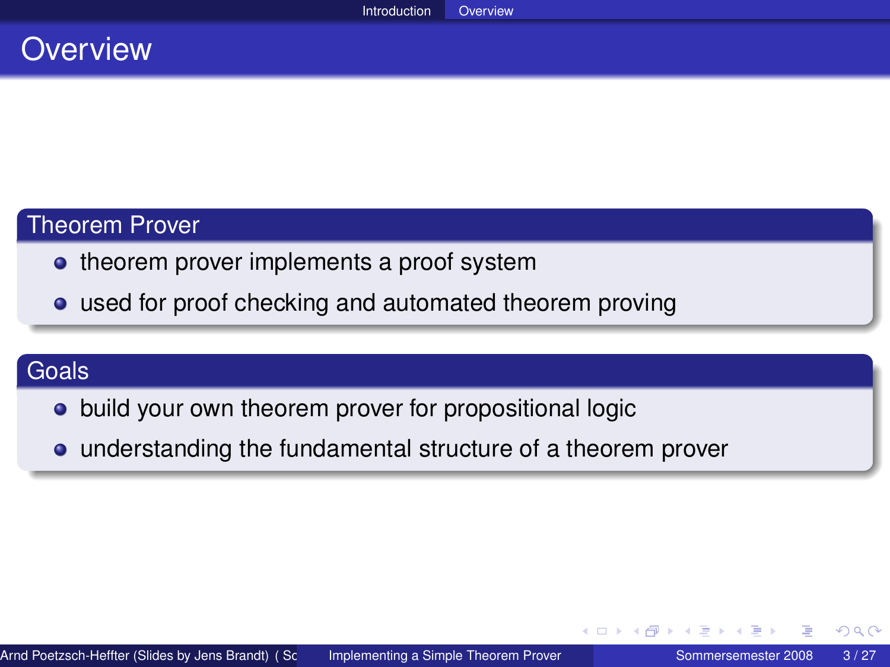# Overview

## Theorem Prover

- theorem prover implements a proof system
- used for proof checking and automated theorem proving

## Goals

- build your own theorem prover for propositional logic
- understanding the fundamental structure of a theorem prover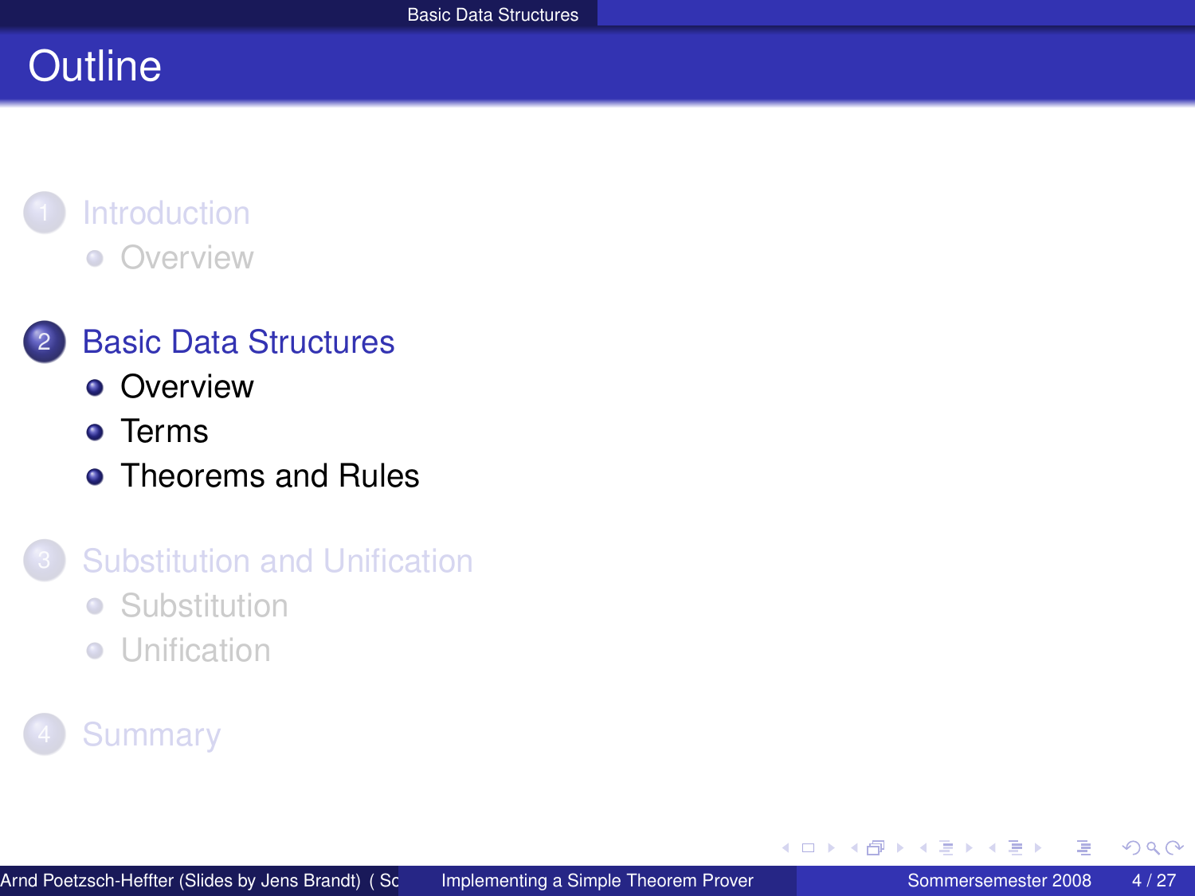# Outline

1. Introduction
   - Overview
2. Basic Data Structures
   - Overview
   - Terms
   - Theorems and Rules
3. Substitution and Unification
   - Substitution
   - Unification
4. Summary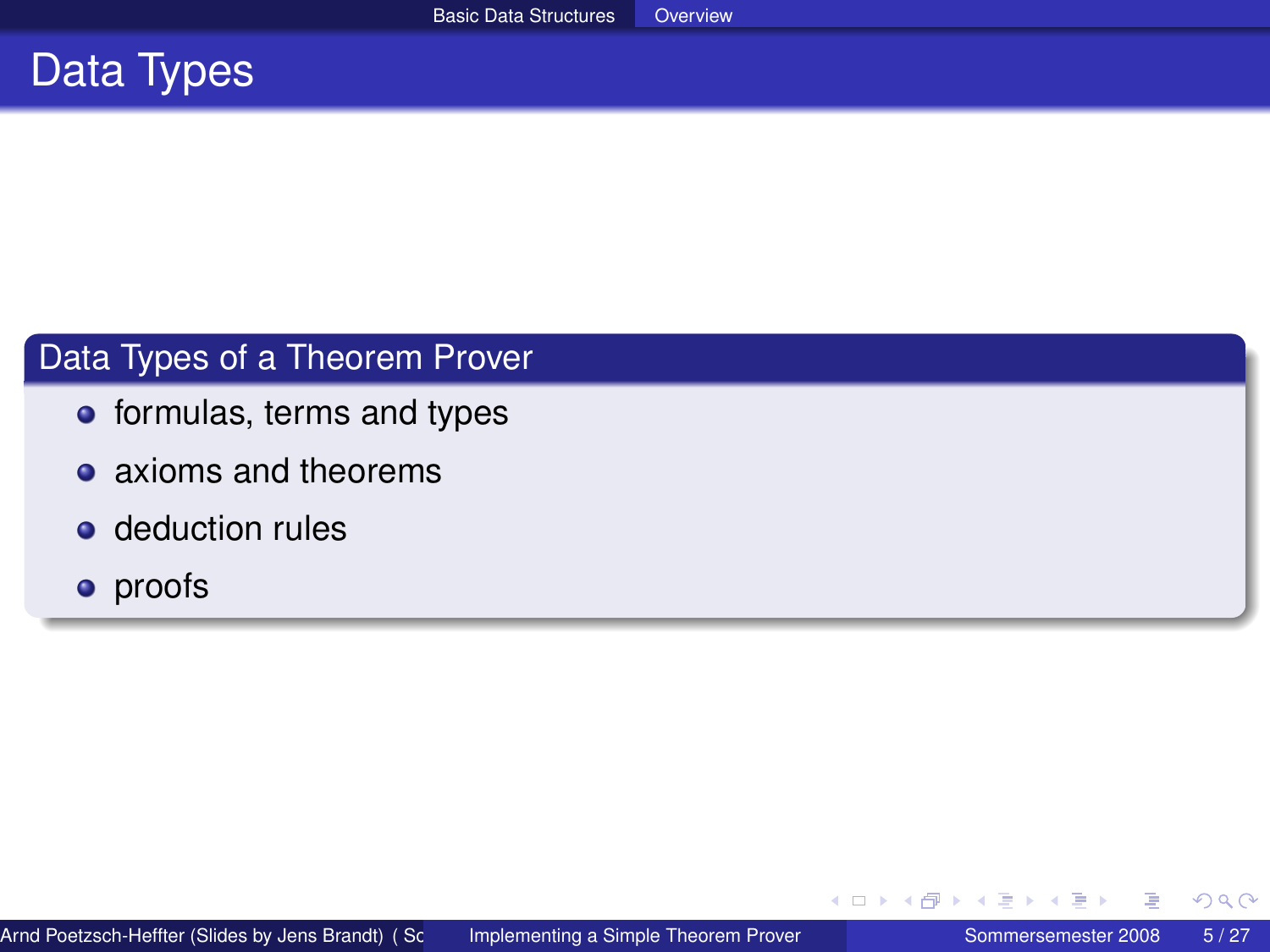# Data Types

## Data Types of a Theorem Prover

- formulas, terms and types
- axioms and theorems
- deduction rules
- proofs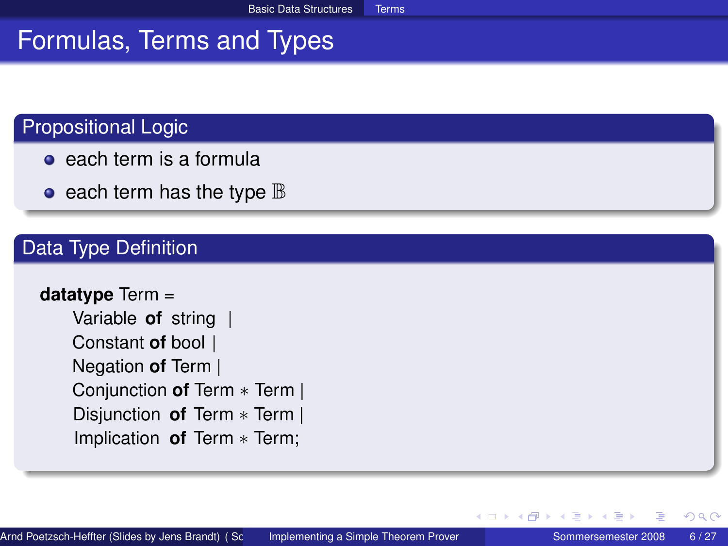# Formulas, Terms and Types

## Propositional Logic

- each term is a formula
- each term has the type $\mathbb{B}$

## Data Type Definition

```
datatype Term =
    Variable of string |
    Constant of bool |
    Negation of Term |
    Conjunction of Term * Term |
    Disjunction of Term * Term |
    Implication of Term * Term;
```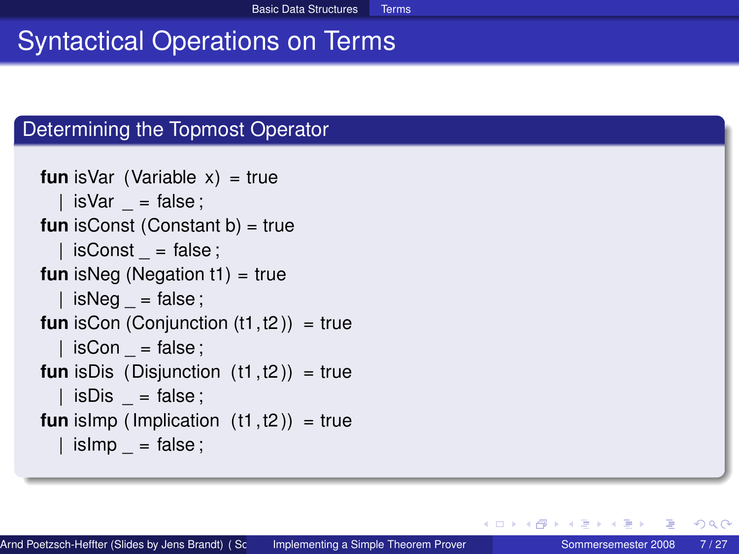# Syntactical Operations on Terms

## Determining the Topmost Operator

```
fun isVar (Variable x) = true
  | isVar _ = false;
fun isConst (Constant b) = true
  | isConst _ = false;
fun isNeg (Negation t1) = true
  | isNeg _ = false;
fun isCon (Conjunction (t1,t2)) = true
  | isCon _ = false;
fun isDis (Disjunction (t1,t2)) = true
  | isDis _ = false;
fun isImp (Implication (t1,t2)) = true
  | isImp _ = false;
```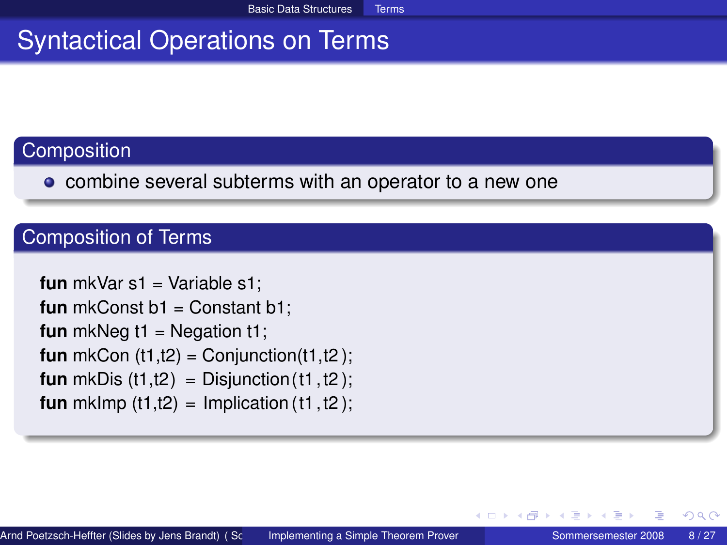# Syntactical Operations on Terms

## Composition

- combine several subterms with an operator to a new one

## Composition of Terms

```
fun mkVar s1 = Variable s1;
fun mkConst b1 = Constant b1;
fun mkNeg t1 = Negation t1;
fun mkCon (t1,t2) = Conjunction(t1,t2);
fun mkDis (t1,t2) = Disjunction(t1,t2);
fun mkImp (t1,t2) = Implication(t1,t2);
```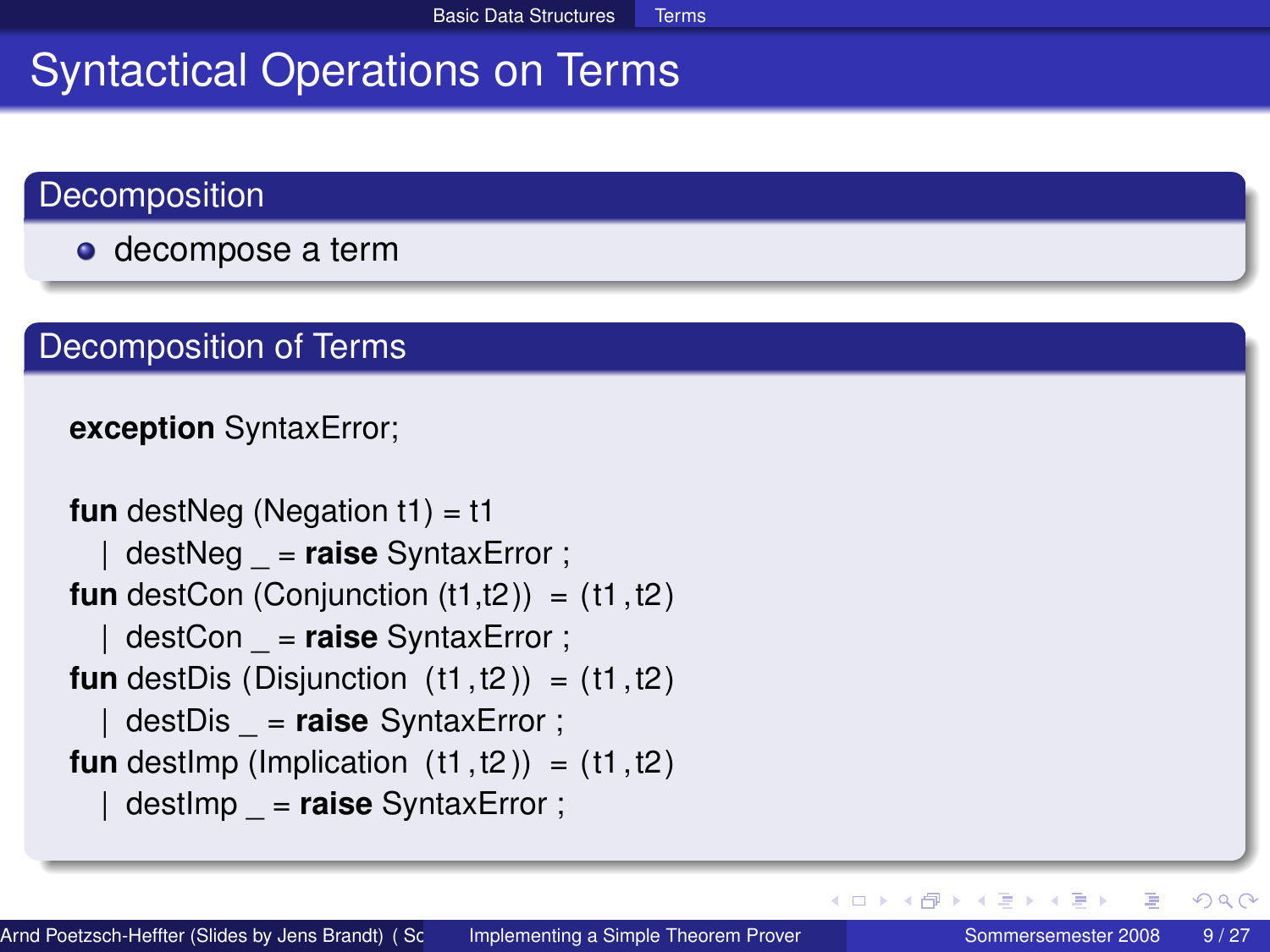# Syntactical Operations on Terms

## Decomposition

- decompose a term

## Decomposition of Terms

```
exception SyntaxError;

fun destNeg (Negation t1) = t1
  | destNeg _ = raise SyntaxError ;
fun destCon (Conjunction (t1,t2))  = (t1,t2)
  | destCon _ = raise SyntaxError ;
fun destDis (Disjunction  (t1,t2))  = (t1,t2)
  | destDis _ = raise SyntaxError ;
fun destImp (Implication  (t1,t2))  = (t1,t2)
  | destImp _ = raise SyntaxError ;
```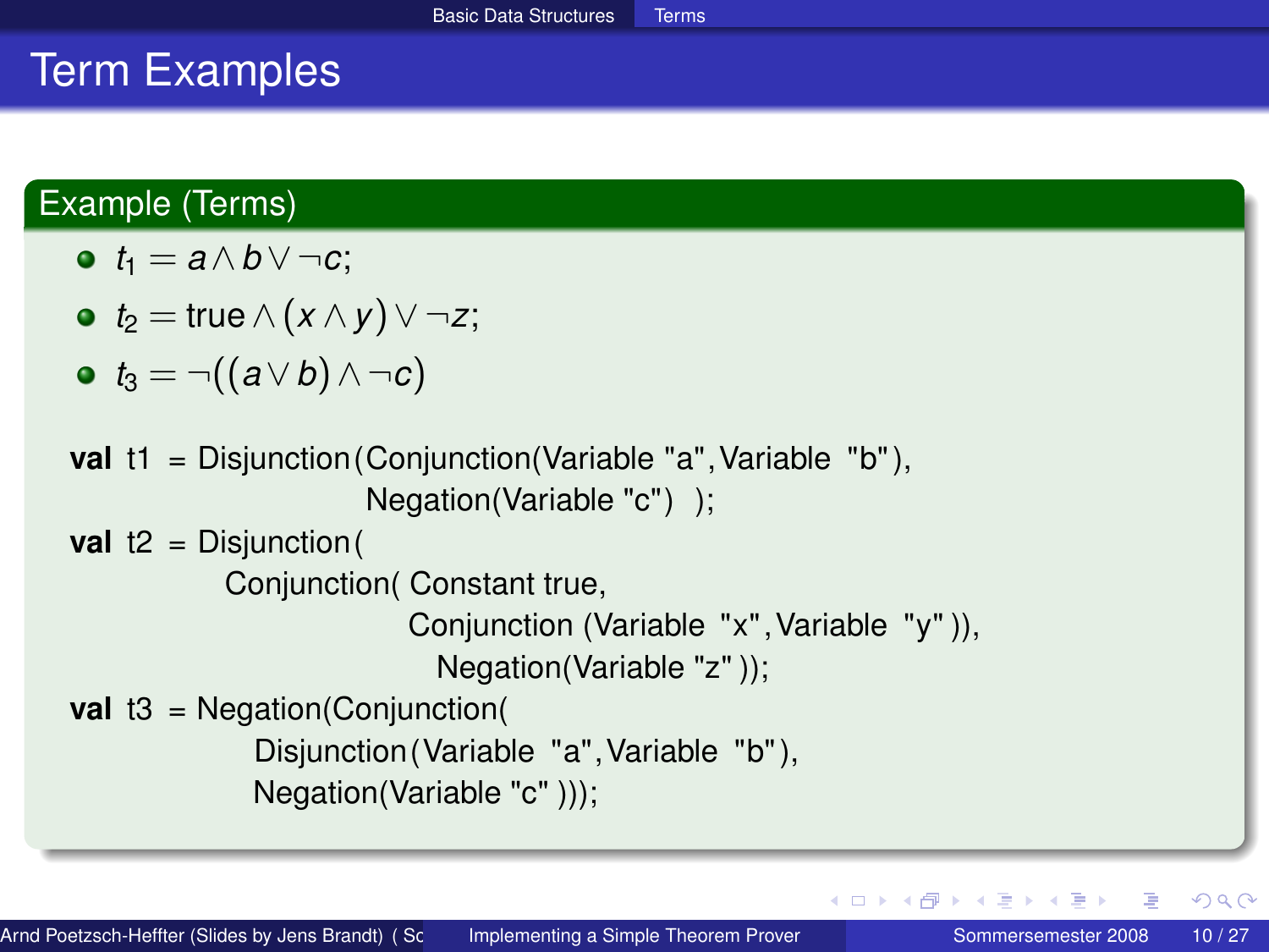# Term Examples

## Example (Terms)

- $t_1 = a \wedge b \vee \neg c$;
- $t_2 = \text{true} \wedge (x \wedge y) \vee \neg z$;
- $t_3 = \neg((a \vee b) \wedge \neg c)$

```
val t1 = Disjunction(Conjunction(Variable "a",Variable "b"),
                     Negation(Variable "c") );
val t2 = Disjunction(
           Conjunction( Constant true,
                        Conjunction (Variable "x",Variable "y")),
                          Negation(Variable "z"));
val t3 = Negation(Conjunction(
           Disjunction(Variable "a",Variable "b"),
           Negation(Variable "c" )));
```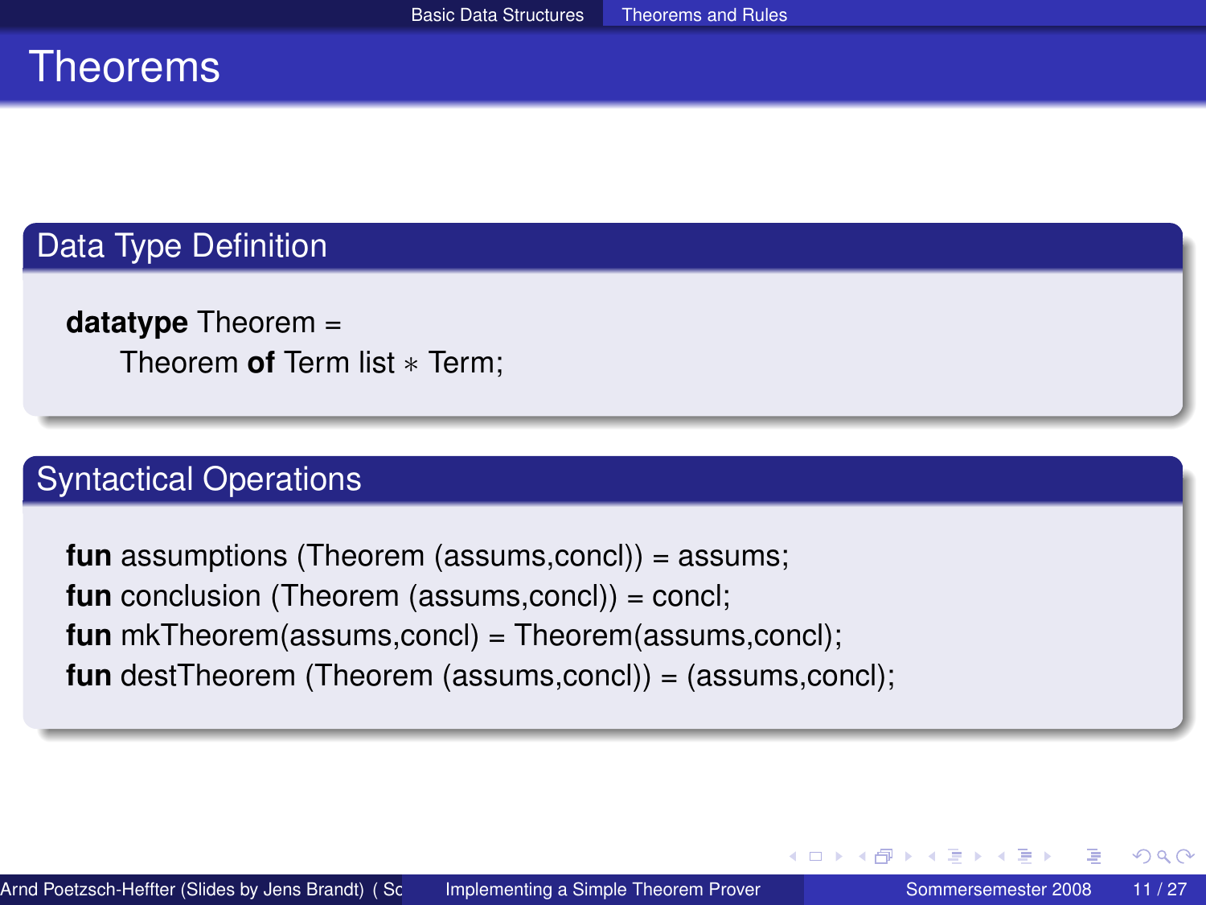# Theorems

## Data Type Definition

```
datatype Theorem =
    Theorem of Term list * Term;
```

## Syntactical Operations

```
fun assumptions (Theorem (assums,concl)) = assums;
fun conclusion (Theorem (assums,concl)) = concl;
fun mkTheorem(assums,concl) = Theorem(assums,concl);
fun destTheorem (Theorem (assums,concl)) = (assums,concl);
```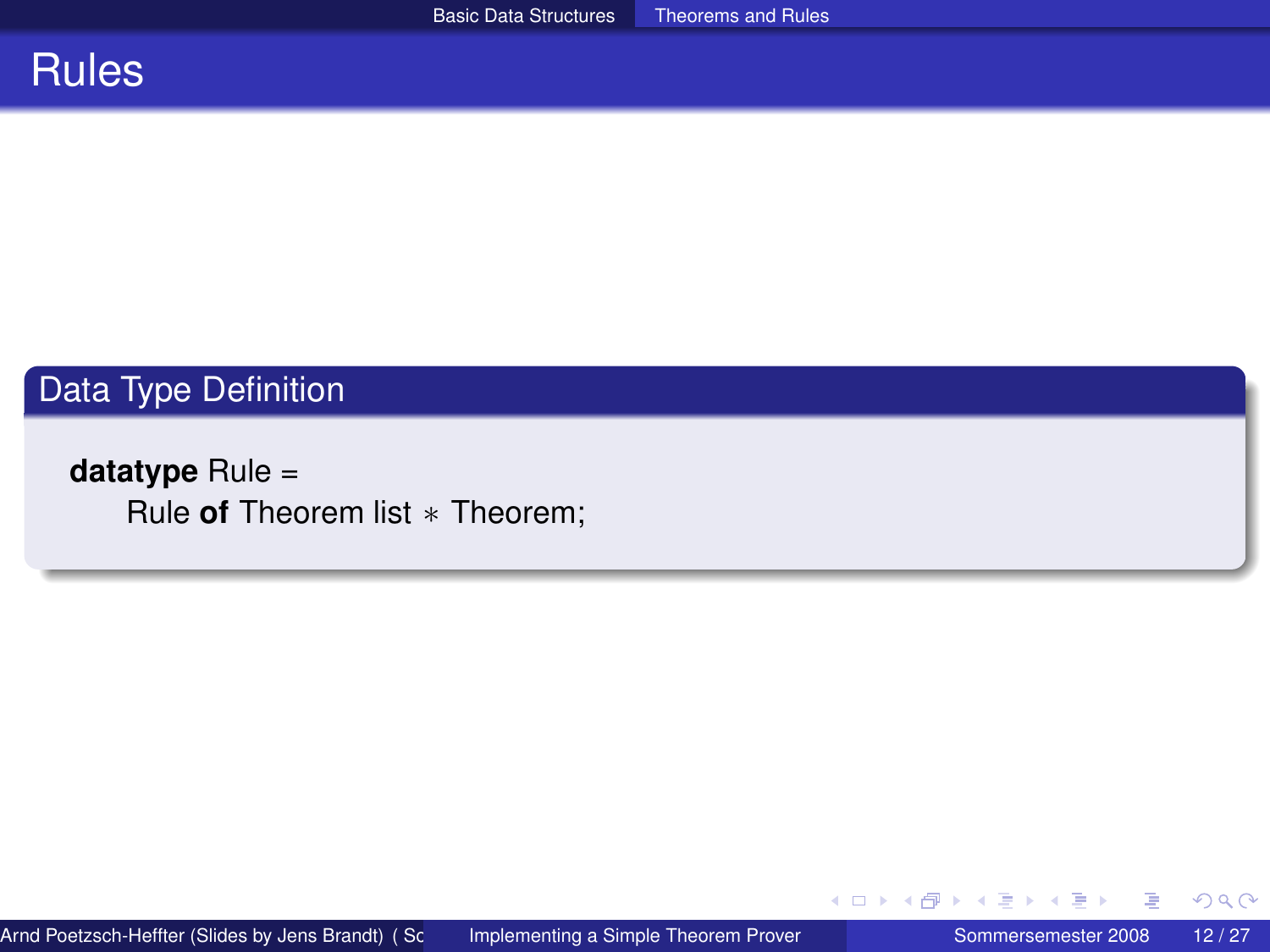# Rules

## Data Type Definition

```
datatype Rule =
    Rule of Theorem list * Theorem;
```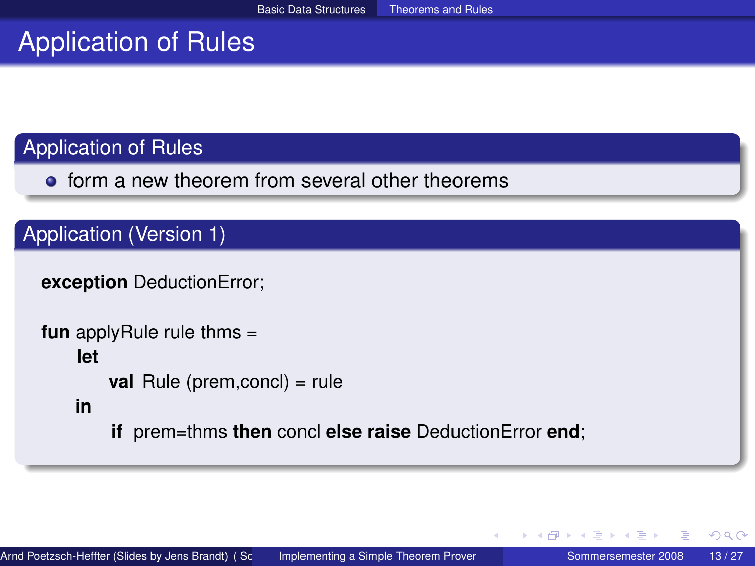# Application of Rules

## Application of Rules

- form a new theorem from several other theorems

## Application (Version 1)

```
exception DeductionError;

fun applyRule rule thms =
    let
        val Rule (prem,concl) = rule
    in
        if prem=thms then concl else raise DeductionError end;
```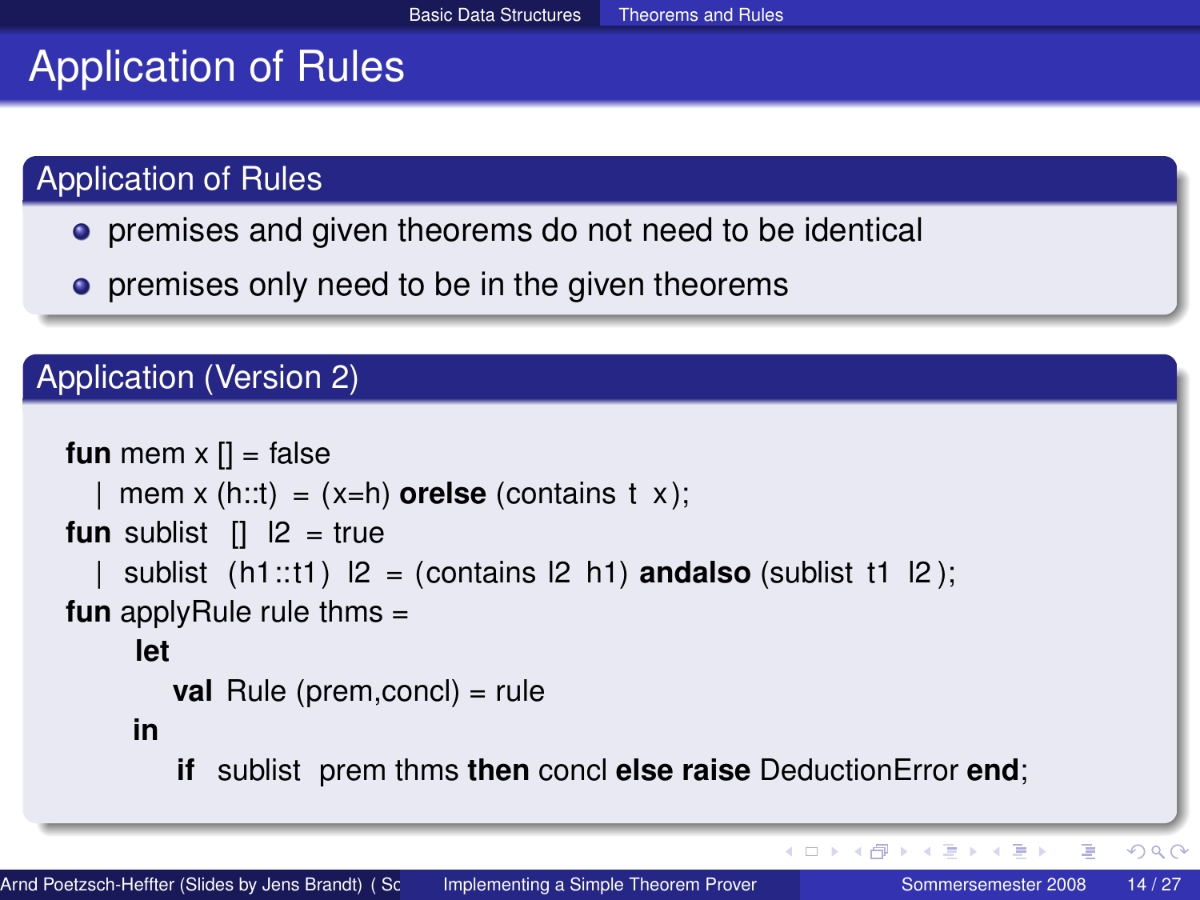# Application of Rules

## Application of Rules

- premises and given theorems do not need to be identical
- premises only need to be in the given theorems

## Application (Version 2)

```
fun mem x [] = false
  | mem x (h::t) = (x=h) orelse (contains t x);
fun sublist [] l2 = true
  | sublist (h1::t1) l2 = (contains l2 h1) andalso (sublist t1 l2);
fun applyRule rule thms =
      let
         val Rule (prem,concl) = rule
      in
         if sublist prem thms then concl else raise DeductionError end;
```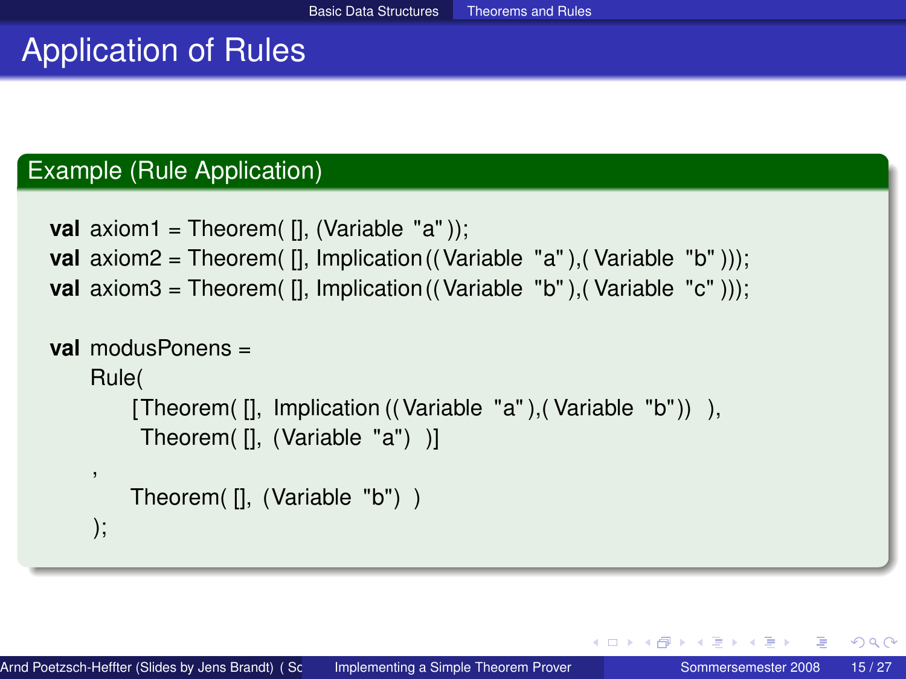# Application of Rules

## Example (Rule Application)

```
val axiom1 = Theorem( [], (Variable "a"));
val axiom2 = Theorem( [], Implication((Variable "a"),(Variable "b")));
val axiom3 = Theorem( [], Implication((Variable "b"),(Variable "c")));

val modusPonens =
    Rule(
        [Theorem( [], Implication((Variable "a"),(Variable "b")) ),
         Theorem( [], (Variable "a") )]
    ,
        Theorem( [], (Variable "b") )
    );
```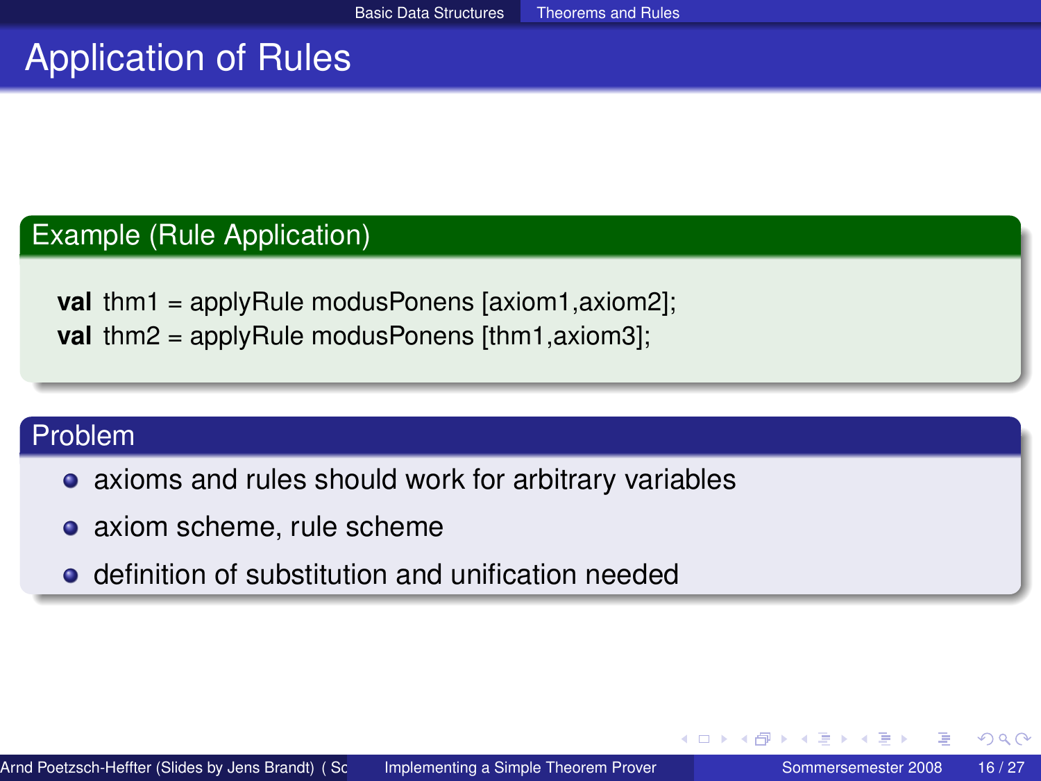# Application of Rules

**Example (Rule Application)**

```
val thm1 = applyRule modusPonens [axiom1,axiom2];
val thm2 = applyRule modusPonens [thm1,axiom3];
```

**Problem**

- axioms and rules should work for arbitrary variables
- axiom scheme, rule scheme
- definition of substitution and unification needed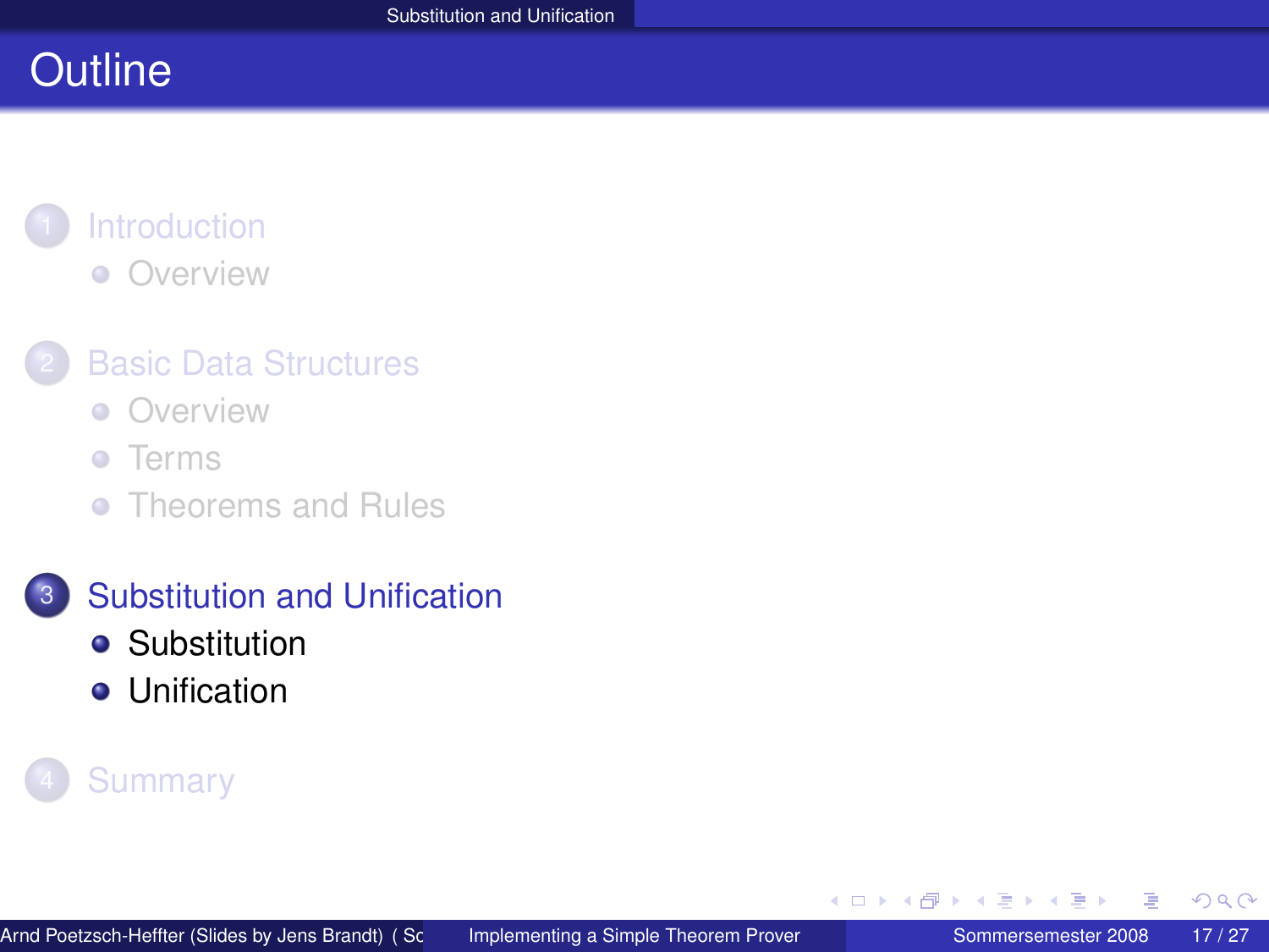# Outline

1. Introduction
   - Overview
2. Basic Data Structures
   - Overview
   - Terms
   - Theorems and Rules
3. Substitution and Unification
   - Substitution
   - Unification
4. Summary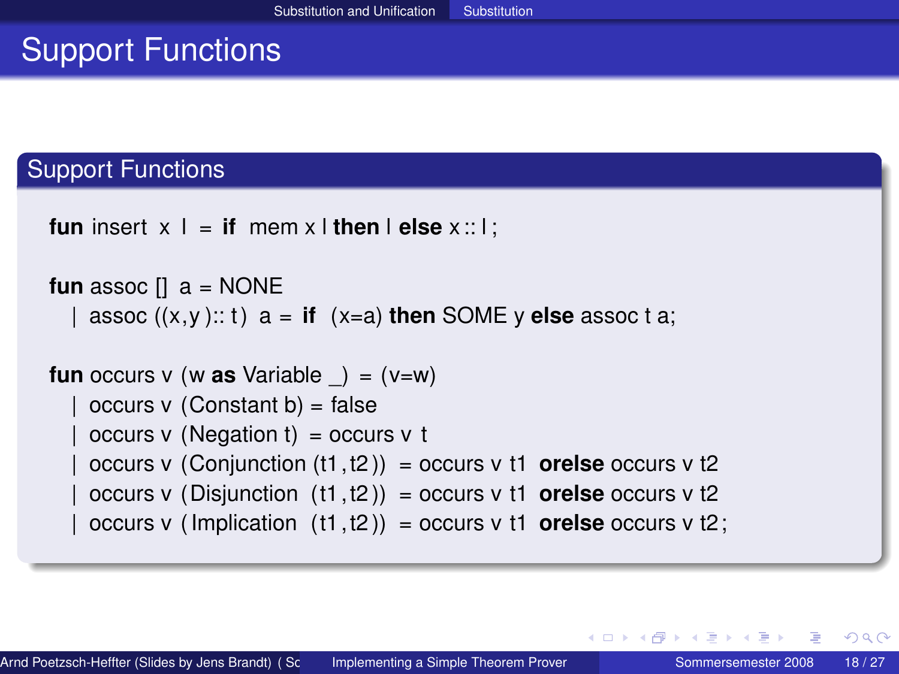# Support Functions

## Support Functions

```
fun insert x l = if mem x l then l else x :: l;

fun assoc [] a = NONE
  | assoc ((x,y)::t) a = if (x=a) then SOME y else assoc t a;

fun occurs v (w as Variable _) = (v=w)
  | occurs v (Constant b) = false
  | occurs v (Negation t) = occurs v t
  | occurs v (Conjunction (t1,t2)) = occurs v t1 orelse occurs v t2
  | occurs v (Disjunction (t1,t2)) = occurs v t1 orelse occurs v t2
  | occurs v (Implication (t1,t2)) = occurs v t1 orelse occurs v t2;
```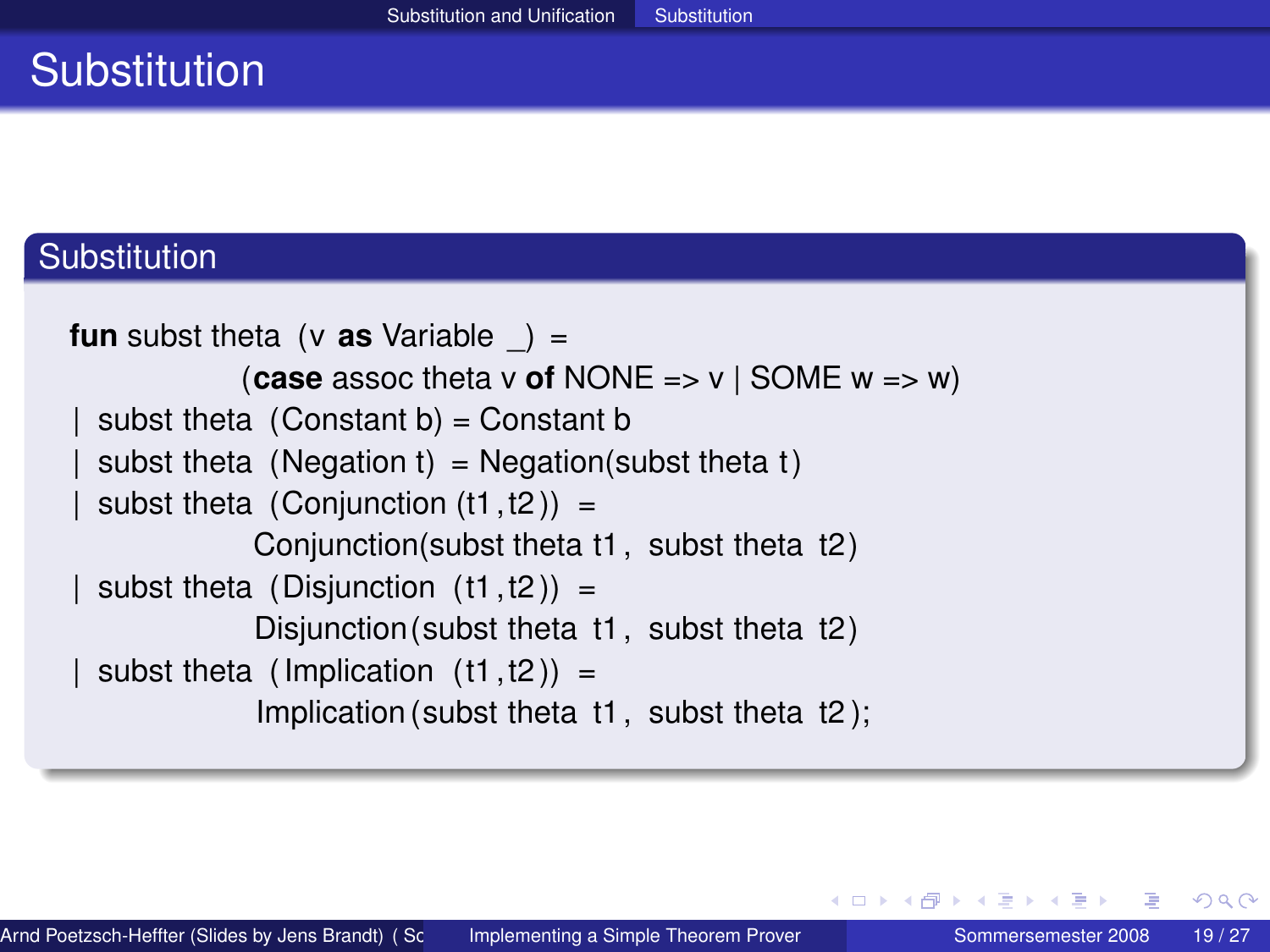# Substitution

## Substitution

```
fun subst theta (v as Variable _) =
            (case assoc theta v of NONE => v | SOME w => w)
| subst theta (Constant b) = Constant b
| subst theta (Negation t) = Negation(subst theta t)
| subst theta (Conjunction (t1,t2)) =
            Conjunction(subst theta t1, subst theta t2)
| subst theta (Disjunction (t1,t2)) =
            Disjunction(subst theta t1, subst theta t2)
| subst theta (Implication (t1,t2)) =
            Implication(subst theta t1, subst theta t2);
```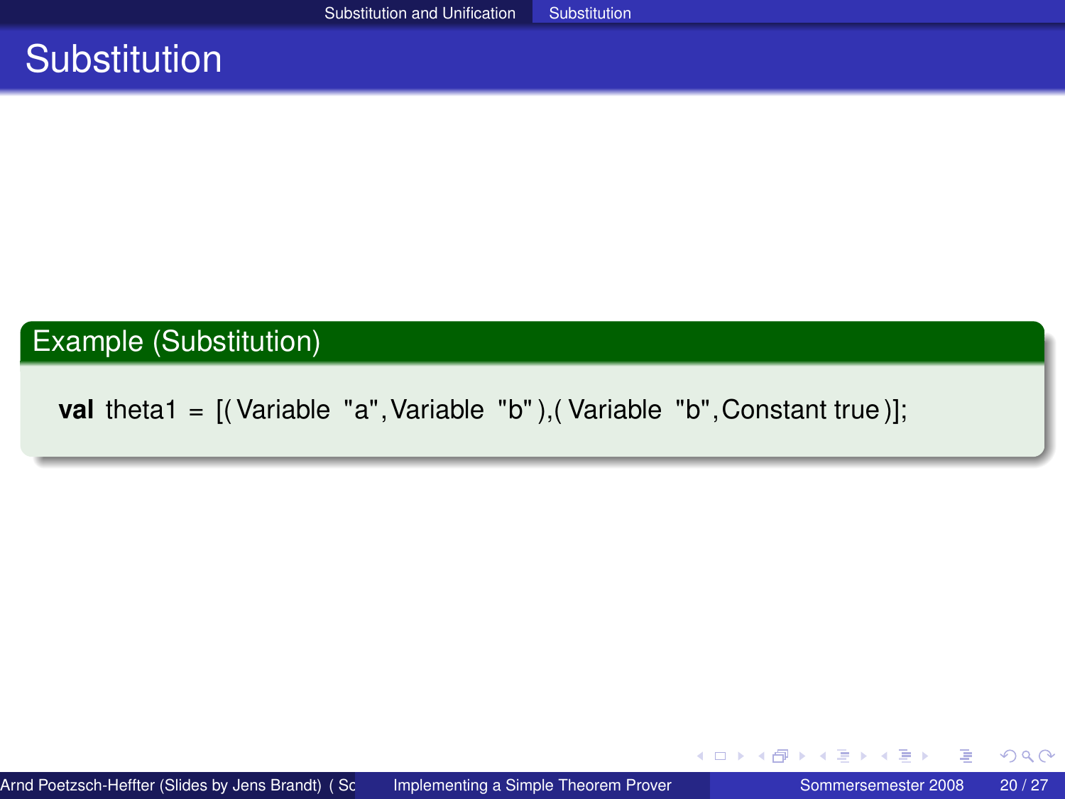# Substitution

**Example (Substitution)**

```
val theta1 = [(Variable "a",Variable "b"),(Variable "b",Constant true)];
```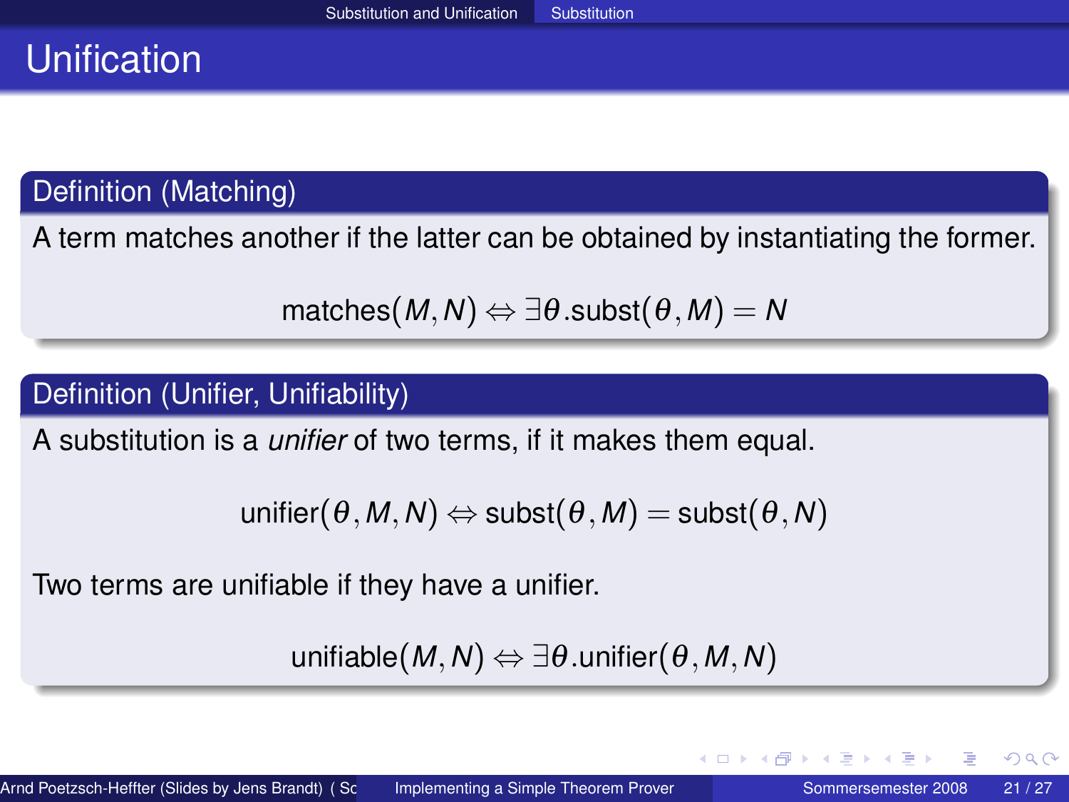# Unification

### Definition (Matching)

A term matches another if the latter can be obtained by instantiating the former.

$$\text{matches}(M, N) \Leftrightarrow \exists \theta.\text{subst}(\theta, M) = N$$

### Definition (Unifier, Unifiability)

A substitution is a *unifier* of two terms, if it makes them equal.

$$\text{unifier}(\theta, M, N) \Leftrightarrow \text{subst}(\theta, M) = \text{subst}(\theta, N)$$

Two terms are unifiable if they have a unifier.

$$\text{unifiable}(M, N) \Leftrightarrow \exists \theta.\text{unifier}(\theta, M, N)$$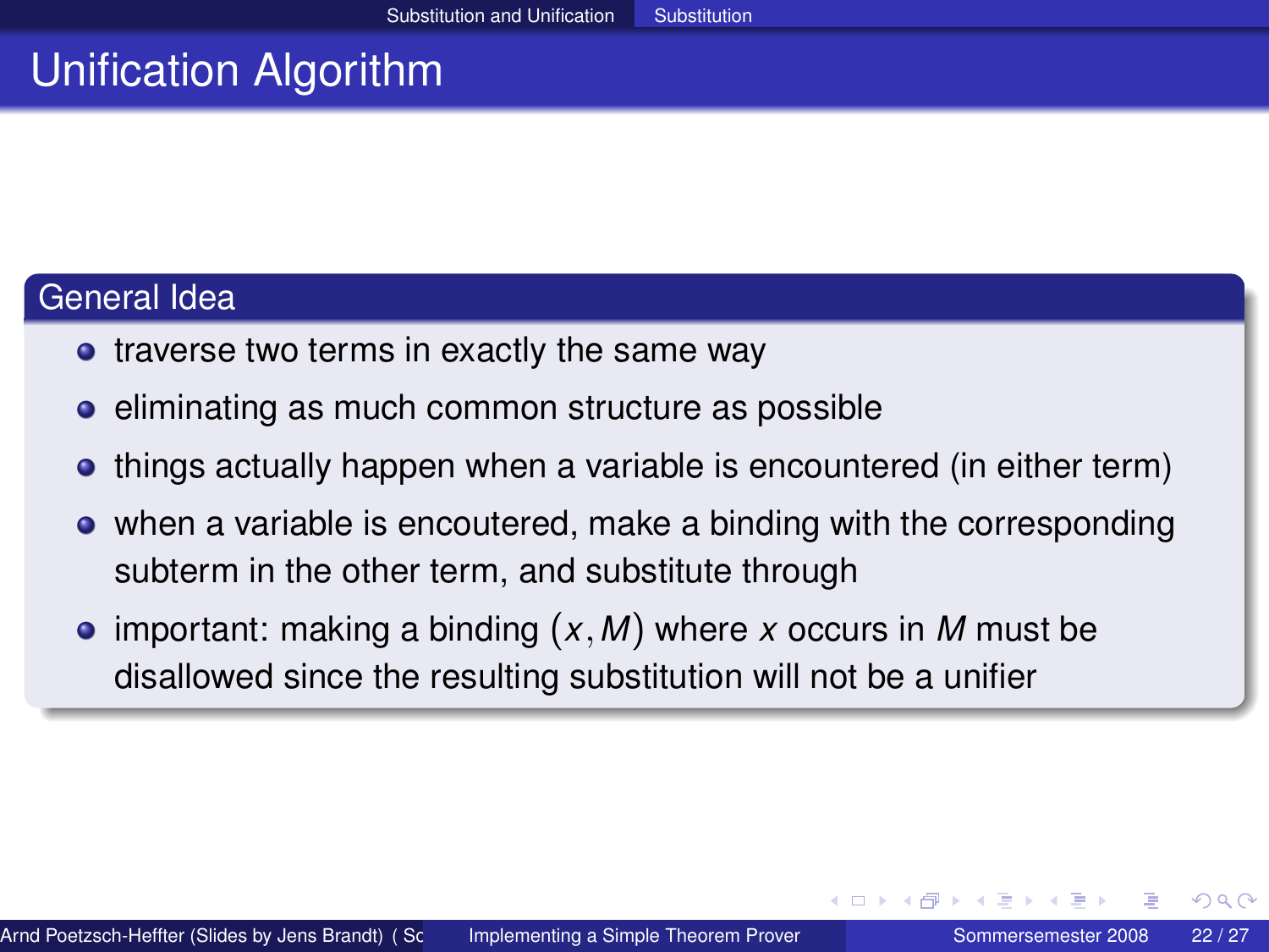# Unification Algorithm

## General Idea

- traverse two terms in exactly the same way
- eliminating as much common structure as possible
- things actually happen when a variable is encountered (in either term)
- when a variable is encoutered, make a binding with the corresponding subterm in the other term, and substitute through
- important: making a binding $(x, M)$ where $x$ occurs in $M$ must be disallowed since the resulting substitution will not be a unifier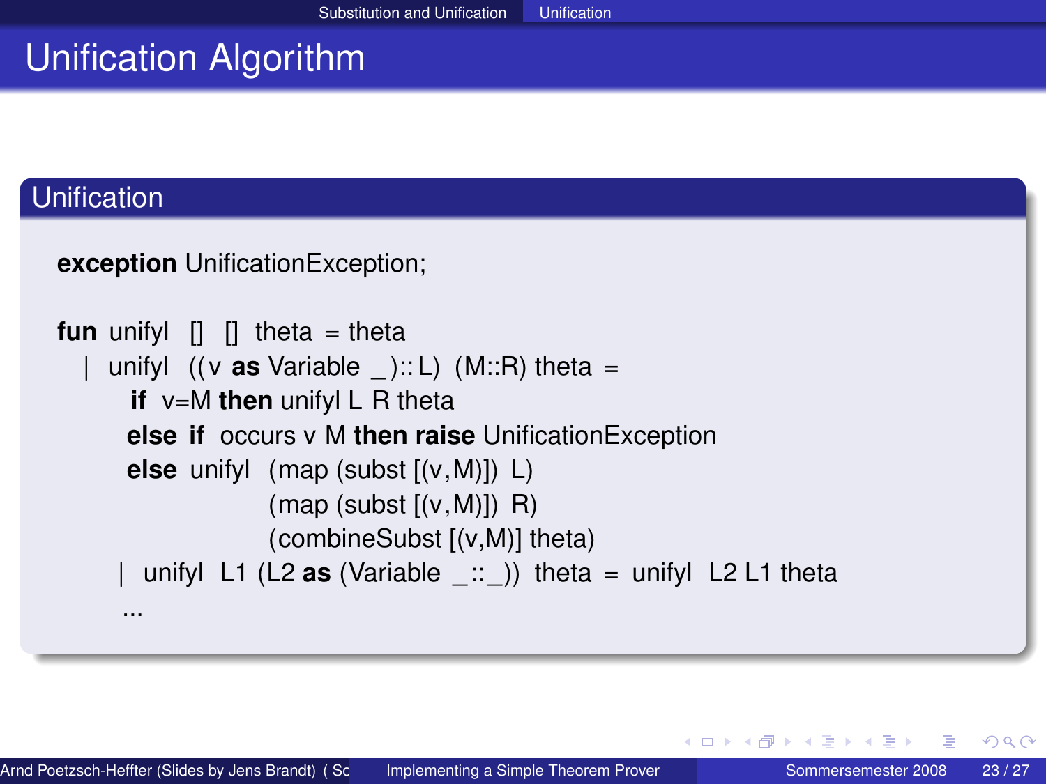# Unification Algorithm

## Unification

```
exception UnificationException;

fun unifyl  []  []  theta  = theta
  | unifyl  ((v as Variable _)::L)  (M::R) theta  =
      if  v=M then unifyl L R theta
     else if  occurs v M then raise UnificationException
     else unifyl  (map (subst [(v,M)])  L)
                  (map (subst [(v,M)])  R)
                  (combineSubst [(v,M)] theta)
    |  unifyl  L1 (L2 as (Variable _::_))  theta  =  unifyl  L2 L1 theta
    ...
```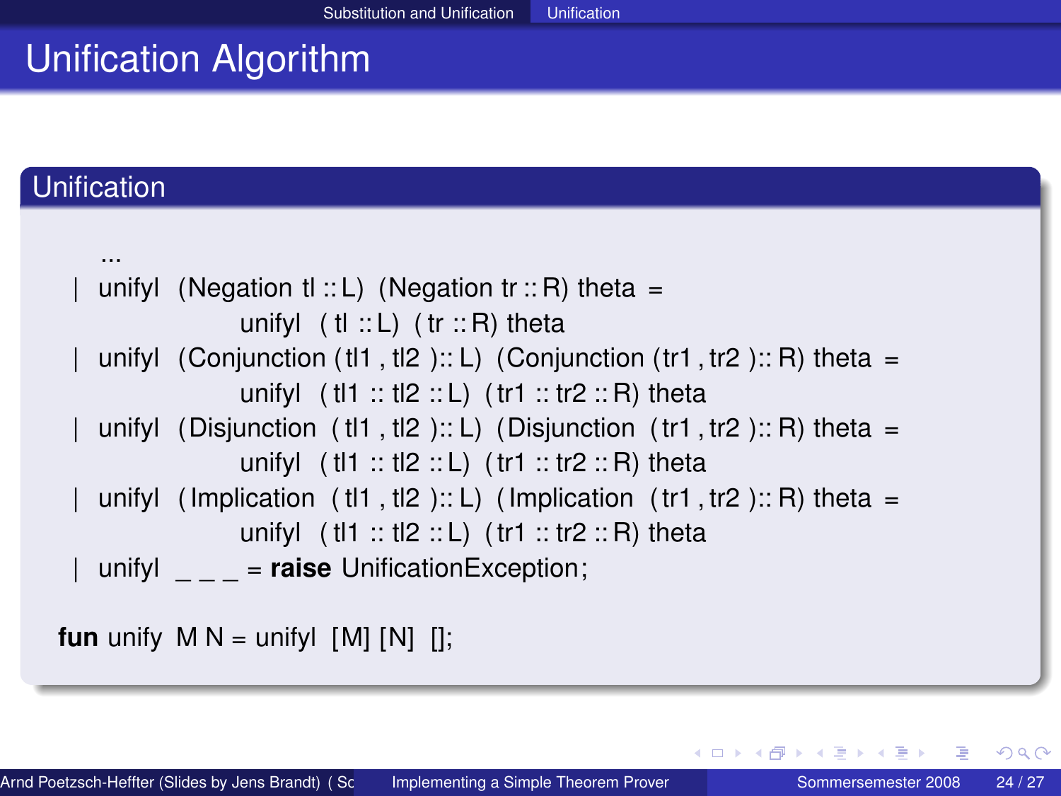# Unification Algorithm

## Unification

```
    ...
  | unifyl (Negation tl :: L) (Negation tr :: R) theta =
            unifyl (tl :: L) (tr :: R) theta
  | unifyl (Conjunction (tl1, tl2) :: L) (Conjunction (tr1, tr2) :: R) theta =
            unifyl (tl1 :: tl2 :: L) (tr1 :: tr2 :: R) theta
  | unifyl (Disjunction (tl1, tl2) :: L) (Disjunction (tr1, tr2) :: R) theta =
            unifyl (tl1 :: tl2 :: L) (tr1 :: tr2 :: R) theta
  | unifyl (Implication (tl1, tl2) :: L) (Implication (tr1, tr2) :: R) theta =
            unifyl (tl1 :: tl2 :: L) (tr1 :: tr2 :: R) theta
  | unifyl _ _ _ = raise UnificationException;

fun unify M N = unifyl [M] [N] [];
```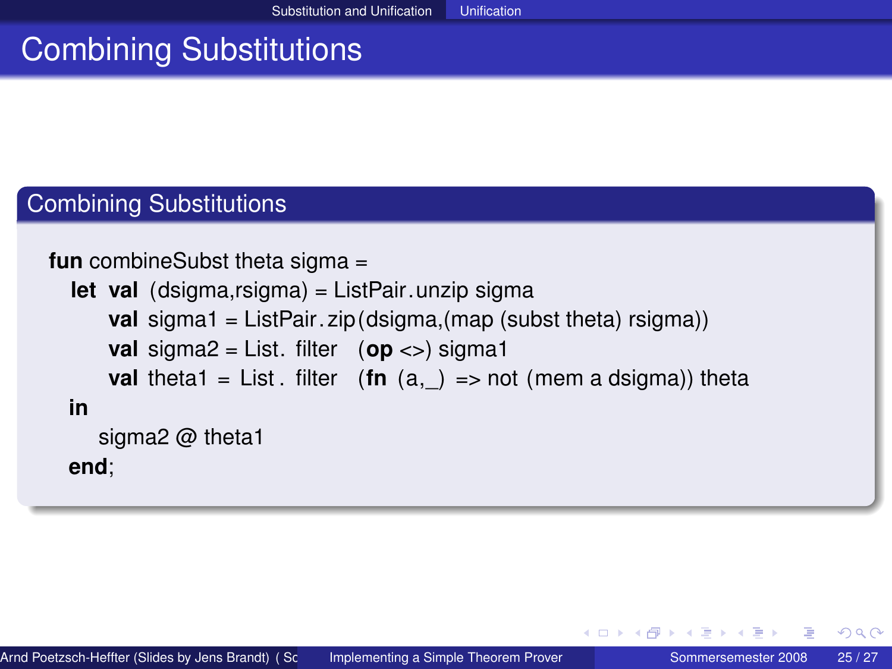# Combining Substitutions

## Combining Substitutions

```
fun combineSubst theta sigma =
  let val (dsigma,rsigma) = ListPair.unzip sigma
      val sigma1 = ListPair.zip(dsigma,(map (subst theta) rsigma))
      val sigma2 = List.filter (op <>) sigma1
      val theta1 = List.filter (fn (a,_) => not (mem a dsigma)) theta
  in
     sigma2 @ theta1
  end;
```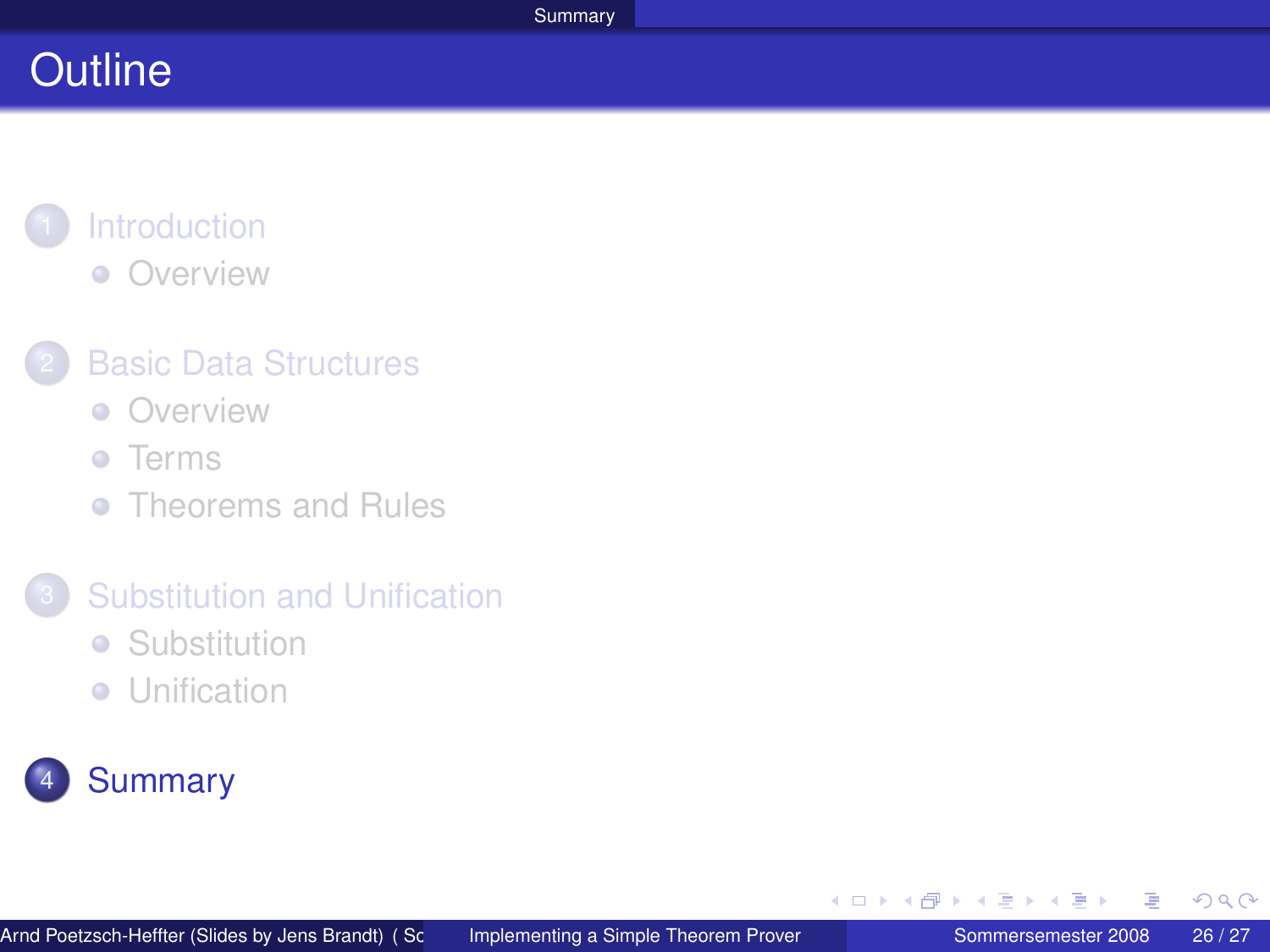# Outline

1. Introduction
   - Overview

2. Basic Data Structures
   - Overview
   - Terms
   - Theorems and Rules

3. Substitution and Unification
   - Substitution
   - Unification

4. Summary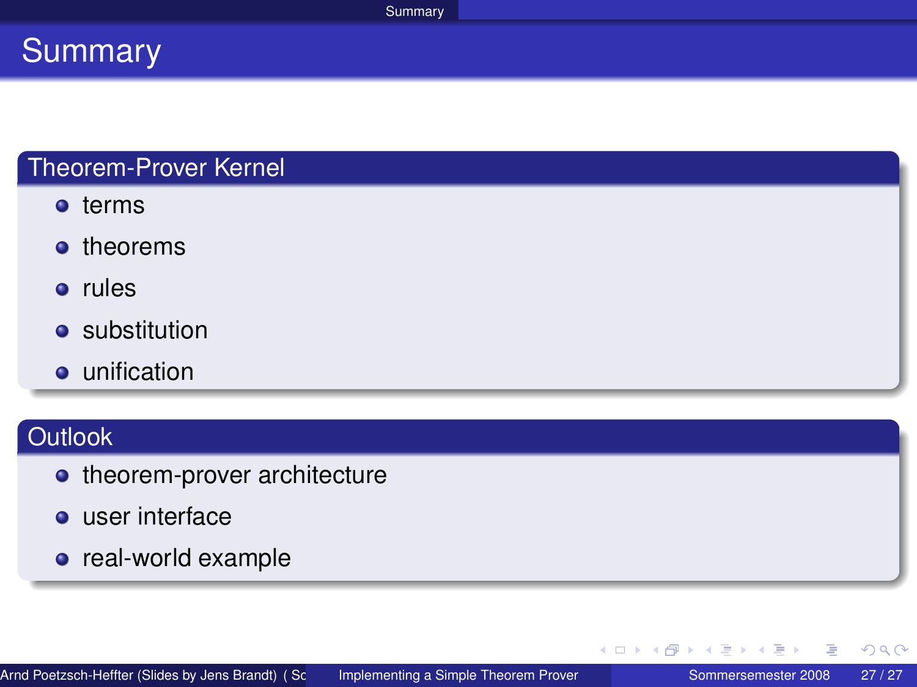# Summary

## Theorem-Prover Kernel

- terms
- theorems
- rules
- substitution
- unification

## Outlook

- theorem-prover architecture
- user interface
- real-world example